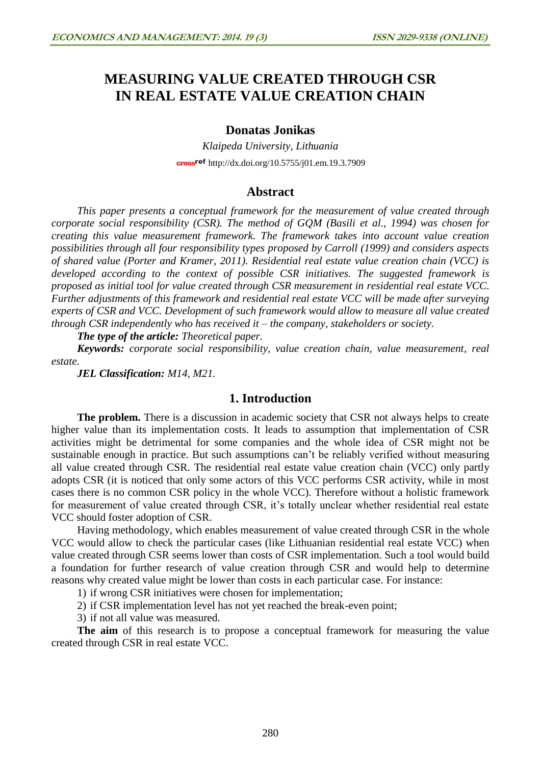# MEASURING VALUE CREATED THROUGH CSR IN REAL ESTATE VALUE CREATION CHAIN

**Donatas Jonikas**

*Klaipeda University, Lithuania*

http://dx.doi.org/10.5755/j01.em.19.3.7909

## Abstract

*This paper presents a conceptual framework for the measurement of value created through corporate social responsibility (CSR). The method of GQM (Basili et al., 1994) was chosen for creating this value measurement framework. The framework takes into account value creation possibilities through all four responsibility types proposed by Carroll (1999) and considers aspects of shared value (Porter and Kramer, 2011). Residential real estate value creation chain (VCC) is developed according to the context of possible CSR initiatives. The suggested framework is proposed as initial tool for value created through CSR measurement in residential real estate VCC. Further adjustments of this framework and residential real estate VCC will be made after surveying experts of CSR and VCC. Development of such framework would allow to measure all value created through CSR independently who has received it – the company, stakeholders or society.*

***The type of the article:*** *Theoretical paper.*

***Keywords:*** *corporate social responsibility, value creation chain, value measurement, real estate.*

***JEL Classification:*** *M14, M21.*

## 1. Introduction

**The problem.** There is a discussion in academic society that CSR not always helps to create higher value than its implementation costs. It leads to assumption that implementation of CSR activities might be detrimental for some companies and the whole idea of CSR might not be sustainable enough in practice. But such assumptions can't be reliably verified without measuring all value created through CSR. The residential real estate value creation chain (VCC) only partly adopts CSR (it is noticed that only some actors of this VCC performs CSR activity, while in most cases there is no common CSR policy in the whole VCC). Therefore without a holistic framework for measurement of value created through CSR, it's totally unclear whether residential real estate VCC should foster adoption of CSR.

Having methodology, which enables measurement of value created through CSR in the whole VCC would allow to check the particular cases (like Lithuanian residential real estate VCC) when value created through CSR seems lower than costs of CSR implementation. Such a tool would build a foundation for further research of value creation through CSR and would help to determine reasons why created value might be lower than costs in each particular case. For instance:

1) if wrong CSR initiatives were chosen for implementation;
2) if CSR implementation level has not yet reached the break-even point;
3) if not all value was measured.

**The aim** of this research is to propose a conceptual framework for measuring the value created through CSR in real estate VCC.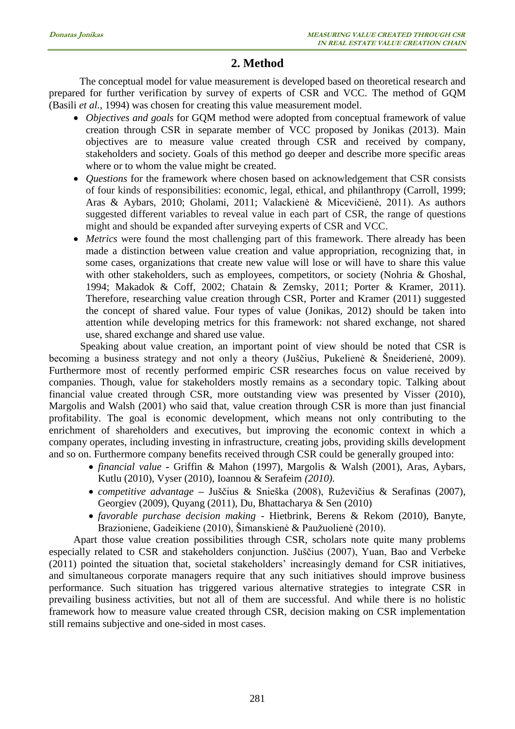## 2. Method

The conceptual model for value measurement is developed based on theoretical research and prepared for further verification by survey of experts of CSR and VCC. The method of GQM (Basili *et al.*, 1994) was chosen for creating this value measurement model.

- *Objectives and goals* for GQM method were adopted from conceptual framework of value creation through CSR in separate member of VCC proposed by Jonikas (2013). Main objectives are to measure value created through CSR and received by company, stakeholders and society. Goals of this method go deeper and describe more specific areas where or to whom the value might be created.
- *Questions* for the framework where chosen based on acknowledgement that CSR consists of four kinds of responsibilities: economic, legal, ethical, and philanthropy (Carroll, 1999; Aras & Aybars, 2010; Gholami, 2011; Valackienė & Micevičienė, 2011). As authors suggested different variables to reveal value in each part of CSR, the range of questions might and should be expanded after surveying experts of CSR and VCC.
- *Metrics* were found the most challenging part of this framework. There already has been made a distinction between value creation and value appropriation, recognizing that, in some cases, organizations that create new value will lose or will have to share this value with other stakeholders, such as employees, competitors, or society (Nohria & Ghoshal, 1994; Makadok & Coff, 2002; Chatain & Zemsky, 2011; Porter & Kramer, 2011). Therefore, researching value creation through CSR, Porter and Kramer (2011) suggested the concept of shared value. Four types of value (Jonikas, 2012) should be taken into attention while developing metrics for this framework: not shared exchange, not shared use, shared exchange and shared use value.

Speaking about value creation, an important point of view should be noted that CSR is becoming a business strategy and not only a theory (Juščius, Pukelienė & Šneiderienė, 2009). Furthermore most of recently performed empiric CSR researches focus on value received by companies. Though, value for stakeholders mostly remains as a secondary topic. Talking about financial value created through CSR, more outstanding view was presented by Visser (2010), Margolis and Walsh (2001) who said that, value creation through CSR is more than just financial profitability. The goal is economic development, which means not only contributing to the enrichment of shareholders and executives, but improving the economic context in which a company operates, including investing in infrastructure, creating jobs, providing skills development and so on. Furthermore company benefits received through CSR could be generally grouped into:

- *financial value* - Griffin & Mahon (1997), Margolis & Walsh (2001), Aras, Aybars, Kutlu (2010), Vyser (2010), Ioannou & Serafeim *(2010).*
- *competitive advantage* – Juščius & Snieška (2008), Ruževičius & Serafinas (2007), Georgiev (2009), Quyang (2011), Du, Bhattacharya & Sen (2010)
- *favorable purchase decision making* - Hietbrink, Berens & Rekom (2010), Banyte, Brazioniene, Gadeikiene (2010), Šimanskienė & Paužuolienė (2010).

Apart those value creation possibilities through CSR, scholars note quite many problems especially related to CSR and stakeholders conjunction. Juščius (2007), Yuan, Bao and Verbeke (2011) pointed the situation that, societal stakeholders' increasingly demand for CSR initiatives, and simultaneous corporate managers require that any such initiatives should improve business performance. Such situation has triggered various alternative strategies to integrate CSR in prevailing business activities, but not all of them are successful. And while there is no holistic framework how to measure value created through CSR, decision making on CSR implementation still remains subjective and one-sided in most cases.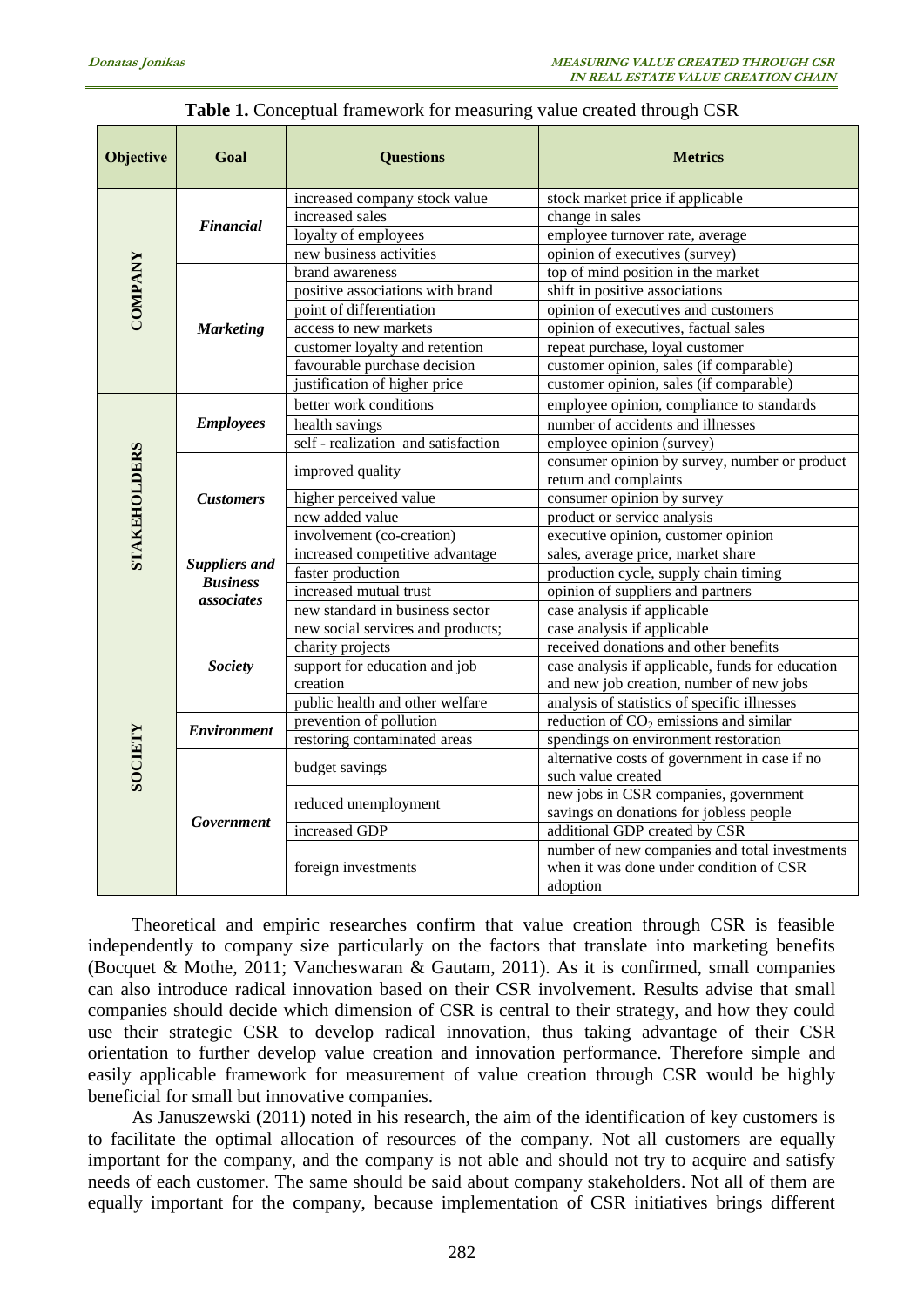**Table 1.** Conceptual framework for measuring value created through CSR

| Objective | Goal | Questions | Metrics |
|---|---|---|---|
| **COMPANY** | ***Financial*** | increased company stock value | stock market price if applicable |
| | | increased sales | change in sales |
| | | loyalty of employees | employee turnover rate, average |
| | | new business activities | opinion of executives (survey) |
| | ***Marketing*** | brand awareness | top of mind position in the market |
| | | positive associations with brand | shift in positive associations |
| | | point of differentiation | opinion of executives and customers |
| | | access to new markets | opinion of executives, factual sales |
| | | customer loyalty and retention | repeat purchase, loyal customer |
| | | favourable purchase decision | customer opinion, sales (if comparable) |
| | | justification of higher price | customer opinion, sales (if comparable) |
| **STAKEHOLDERS** | ***Employees*** | better work conditions | employee opinion, compliance to standards |
| | | health savings | number of accidents and illnesses |
| | | self - realization and satisfaction | employee opinion (survey) |
| | ***Customers*** | improved quality | consumer opinion by survey, number or product return and complaints |
| | | higher perceived value | consumer opinion by survey |
| | | new added value | product or service analysis |
| | | involvement (co-creation) | executive opinion, customer opinion |
| | ***Suppliers and Business associates*** | increased competitive advantage | sales, average price, market share |
| | | faster production | production cycle, supply chain timing |
| | | increased mutual trust | opinion of suppliers and partners |
| | | new standard in business sector | case analysis if applicable |
| **SOCIETY** | ***Society*** | new social services and products; | case analysis if applicable |
| | | charity projects | received donations and other benefits |
| | | support for education and job creation | case analysis if applicable, funds for education and new job creation, number of new jobs |
| | | public health and other welfare | analysis of statistics of specific illnesses |
| | ***Environment*** | prevention of pollution | reduction of $CO_2$ emissions and similar |
| | | restoring contaminated areas | spendings on environment restoration |
| | ***Government*** | budget savings | alternative costs of government in case if no such value created |
| | | reduced unemployment | new jobs in CSR companies, government savings on donations for jobless people |
| | | increased GDP | additional GDP created by CSR |
| | | foreign investments | number of new companies and total investments when it was done under condition of CSR adoption |

Theoretical and empiric researches confirm that value creation through CSR is feasible independently to company size particularly on the factors that translate into marketing benefits (Bocquet & Mothe, 2011; Vancheswaran & Gautam, 2011). As it is confirmed, small companies can also introduce radical innovation based on their CSR involvement. Results advise that small companies should decide which dimension of CSR is central to their strategy, and how they could use their strategic CSR to develop radical innovation, thus taking advantage of their CSR orientation to further develop value creation and innovation performance. Therefore simple and easily applicable framework for measurement of value creation through CSR would be highly beneficial for small but innovative companies.

As Januszewski (2011) noted in his research, the aim of the identification of key customers is to facilitate the optimal allocation of resources of the company. Not all customers are equally important for the company, and the company is not able and should not try to acquire and satisfy needs of each customer. The same should be said about company stakeholders. Not all of them are equally important for the company, because implementation of CSR initiatives brings different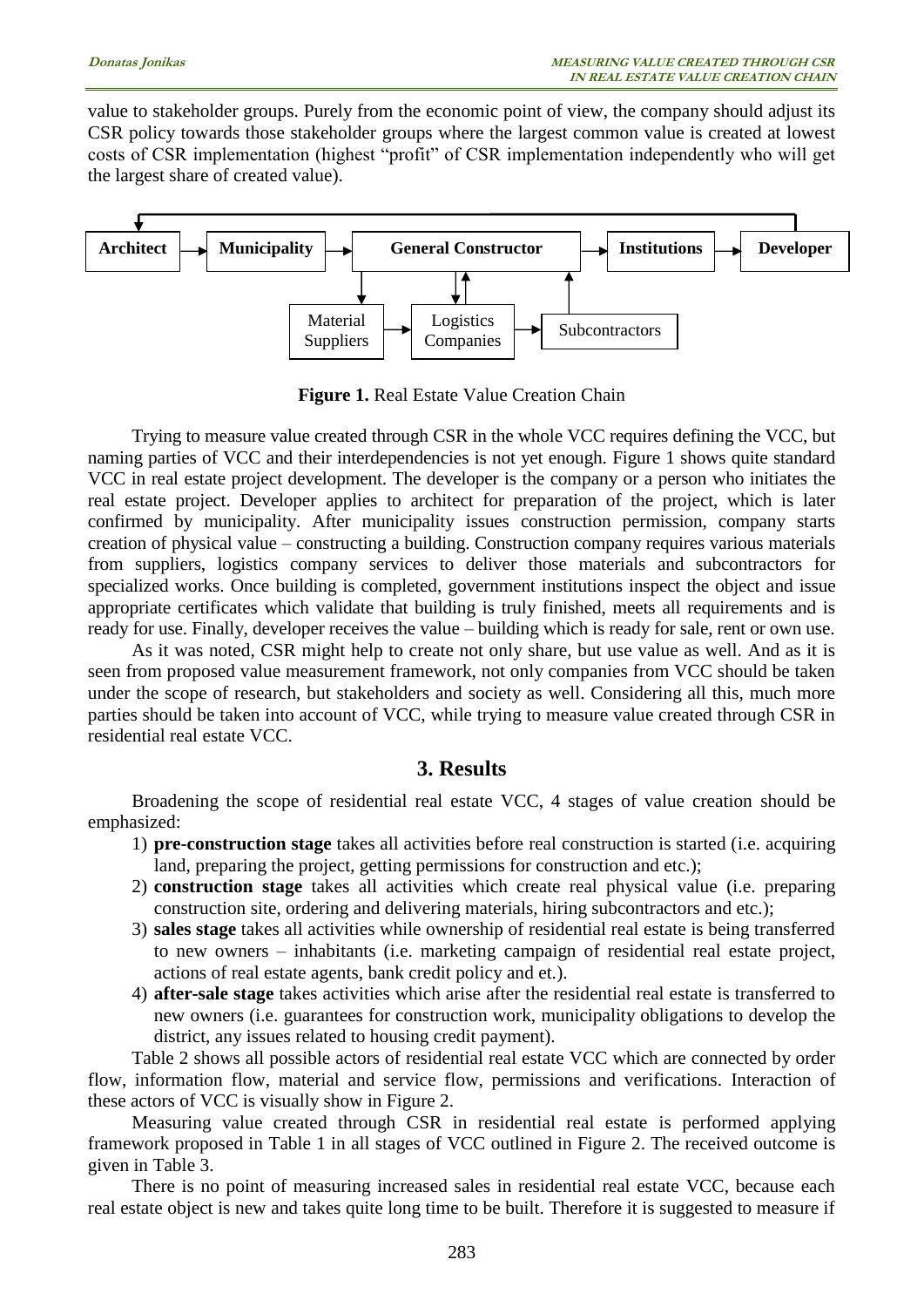value to stakeholder groups. Purely from the economic point of view, the company should adjust its CSR policy towards those stakeholder groups where the largest common value is created at lowest costs of CSR implementation (highest "profit" of CSR implementation independently who will get the largest share of created value).

**Figure 1.** Real Estate Value Creation Chain

Trying to measure value created through CSR in the whole VCC requires defining the VCC, but naming parties of VCC and their interdependencies is not yet enough. Figure 1 shows quite standard VCC in real estate project development. The developer is the company or a person who initiates the real estate project. Developer applies to architect for preparation of the project, which is later confirmed by municipality. After municipality issues construction permission, company starts creation of physical value – constructing a building. Construction company requires various materials from suppliers, logistics company services to deliver those materials and subcontractors for specialized works. Once building is completed, government institutions inspect the object and issue appropriate certificates which validate that building is truly finished, meets all requirements and is ready for use. Finally, developer receives the value – building which is ready for sale, rent or own use.

As it was noted, CSR might help to create not only share, but use value as well. And as it is seen from proposed value measurement framework, not only companies from VCC should be taken under the scope of research, but stakeholders and society as well. Considering all this, much more parties should be taken into account of VCC, while trying to measure value created through CSR in residential real estate VCC.

## 3. Results

Broadening the scope of residential real estate VCC, 4 stages of value creation should be emphasized:

1) **pre-construction stage** takes all activities before real construction is started (i.e. acquiring land, preparing the project, getting permissions for construction and etc.);
2) **construction stage** takes all activities which create real physical value (i.e. preparing construction site, ordering and delivering materials, hiring subcontractors and etc.);
3) **sales stage** takes all activities while ownership of residential real estate is being transferred to new owners – inhabitants (i.e. marketing campaign of residential real estate project, actions of real estate agents, bank credit policy and et.).
4) **after-sale stage** takes activities which arise after the residential real estate is transferred to new owners (i.e. guarantees for construction work, municipality obligations to develop the district, any issues related to housing credit payment).

Table 2 shows all possible actors of residential real estate VCC which are connected by order flow, information flow, material and service flow, permissions and verifications. Interaction of these actors of VCC is visually show in Figure 2.

Measuring value created through CSR in residential real estate is performed applying framework proposed in Table 1 in all stages of VCC outlined in Figure 2. The received outcome is given in Table 3.

There is no point of measuring increased sales in residential real estate VCC, because each real estate object is new and takes quite long time to be built. Therefore it is suggested to measure if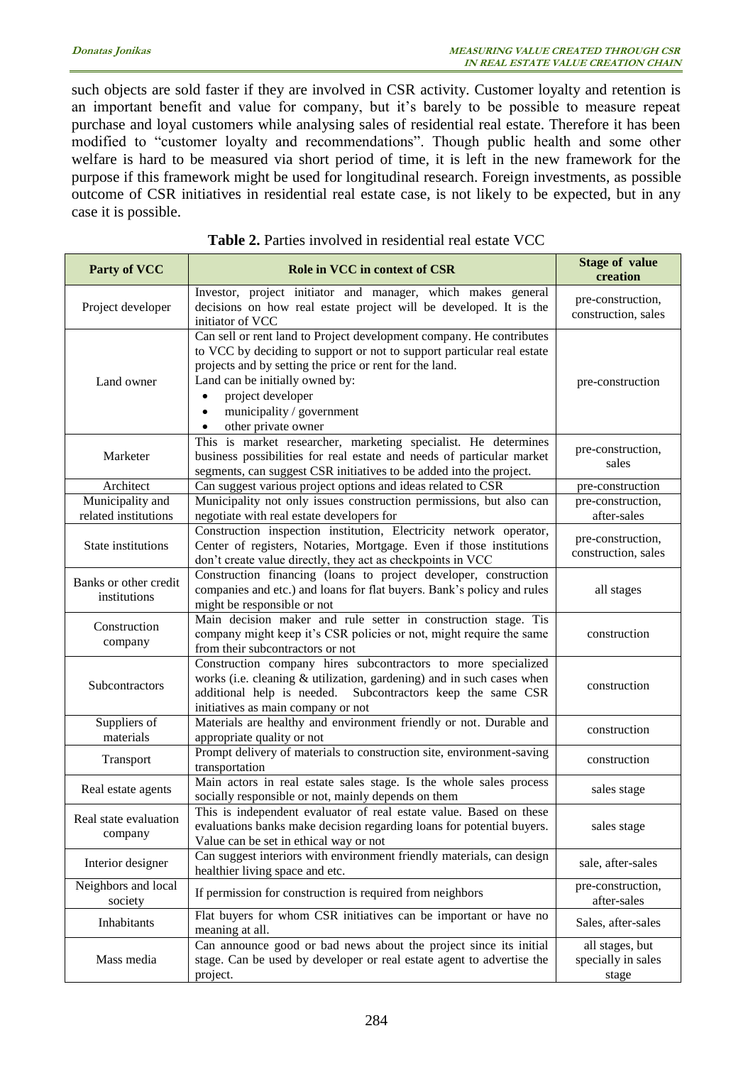such objects are sold faster if they are involved in CSR activity. Customer loyalty and retention is an important benefit and value for company, but it's barely to be possible to measure repeat purchase and loyal customers while analysing sales of residential real estate. Therefore it has been modified to "customer loyalty and recommendations". Though public health and some other welfare is hard to be measured via short period of time, it is left in the new framework for the purpose if this framework might be used for longitudinal research. Foreign investments, as possible outcome of CSR initiatives in residential real estate case, is not likely to be expected, but in any case it is possible.

**Table 2.** Parties involved in residential real estate VCC

| Party of VCC | Role in VCC in context of CSR | Stage of value creation |
|---|---|---|
| Project developer | Investor, project initiator and manager, which makes general decisions on how real estate project will be developed. It is the initiator of VCC | pre-construction, construction, sales |
| Land owner | Can sell or rent land to Project development company. He contributes to VCC by deciding to support or not to support particular real estate projects and by setting the price or rent for the land.<br>Land can be initially owned by:<br>• project developer<br>• municipality / government<br>• other private owner | pre-construction |
| Marketer | This is market researcher, marketing specialist. He determines business possibilities for real estate and needs of particular market segments, can suggest CSR initiatives to be added into the project. | pre-construction, sales |
| Architect | Can suggest various project options and ideas related to CSR | pre-construction |
| Municipality and related institutions | Municipality not only issues construction permissions, but also can negotiate with real estate developers for | pre-construction, after-sales |
| State institutions | Construction inspection institution, Electricity network operator, Center of registers, Notaries, Mortgage. Even if those institutions don't create value directly, they act as checkpoints in VCC | pre-construction, construction, sales |
| Banks or other credit institutions | Construction financing (loans to project developer, construction companies and etc.) and loans for flat buyers. Bank's policy and rules might be responsible or not | all stages |
| Construction company | Main decision maker and rule setter in construction stage. Tis company might keep it's CSR policies or not, might require the same from their subcontractors or not | construction |
| Subcontractors | Construction company hires subcontractors to more specialized works (i.e. cleaning & utilization, gardening) and in such cases when additional help is needed. Subcontractors keep the same CSR initiatives as main company or not | construction |
| Suppliers of materials | Materials are healthy and environment friendly or not. Durable and appropriate quality or not | construction |
| Transport | Prompt delivery of materials to construction site, environment-saving transportation | construction |
| Real estate agents | Main actors in real estate sales stage. Is the whole sales process socially responsible or not, mainly depends on them | sales stage |
| Real state evaluation company | This is independent evaluator of real estate value. Based on these evaluations banks make decision regarding loans for potential buyers. Value can be set in ethical way or not | sales stage |
| Interior designer | Can suggest interiors with environment friendly materials, can design healthier living space and etc. | sale, after-sales |
| Neighbors and local society | If permission for construction is required from neighbors | pre-construction, after-sales |
| Inhabitants | Flat buyers for whom CSR initiatives can be important or have no meaning at all. | Sales, after-sales |
| Mass media | Can announce good or bad news about the project since its initial stage. Can be used by developer or real estate agent to advertise the project. | all stages, but specially in sales stage |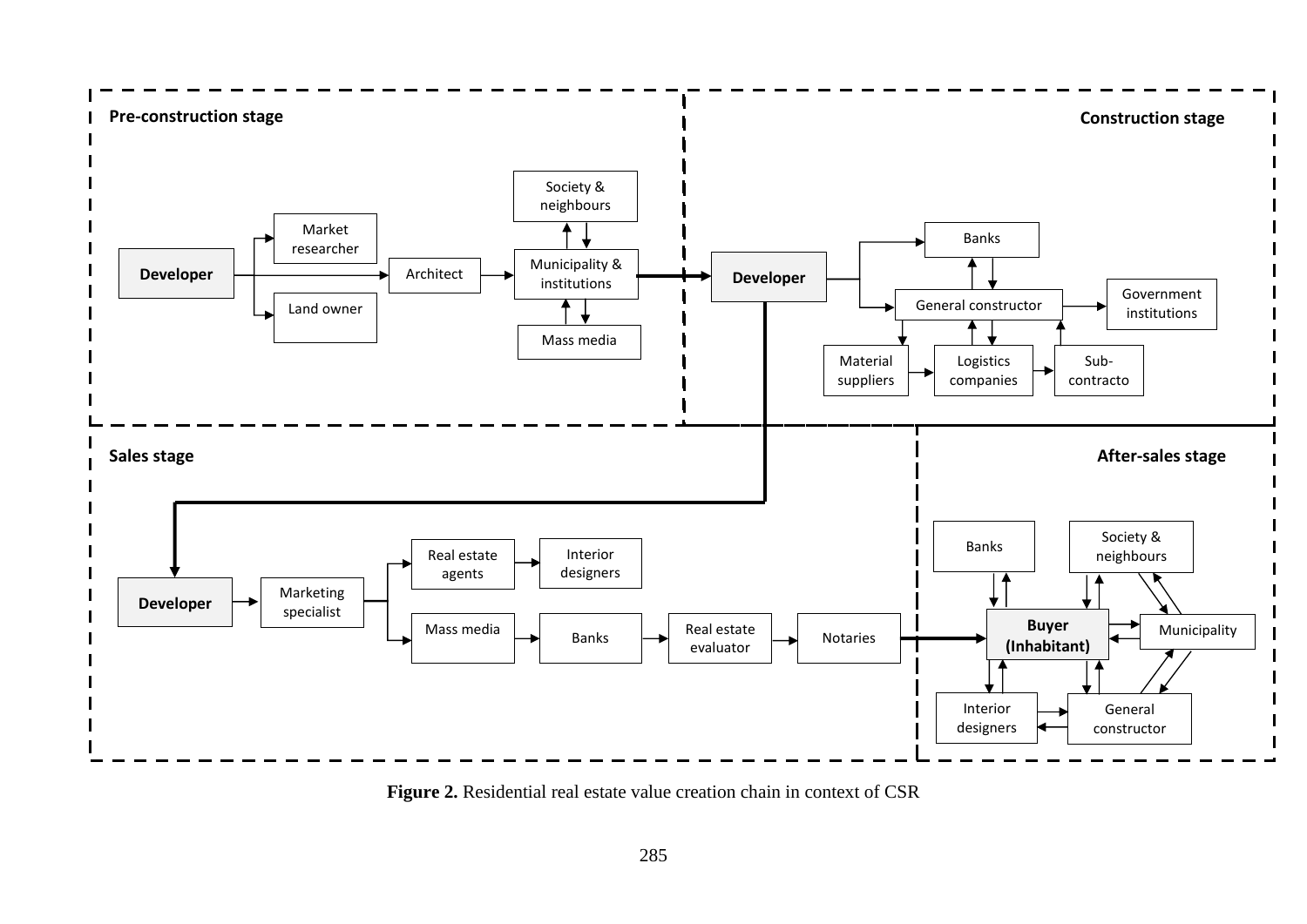**Pre-construction stage**

Developer → Market researcher; Land owner; Architect → Municipality & institutions (↔ Society & neighbours; ↔ Mass media) → Developer

**Construction stage**

Developer → Banks; General constructor → Government institutions; Material suppliers → Logistics companies → Sub-contracto

**Sales stage**

Developer → Marketing specialist → Real estate agents → Interior designers; Mass media → Banks → Real estate evaluator → Notaries → Buyer (Inhabitant)

**After-sales stage**

Buyer (Inhabitant) ↔ Banks; Society & neighbours; Municipality; Interior designers; General constructor

**Figure 2.** Residential real estate value creation chain in context of CSR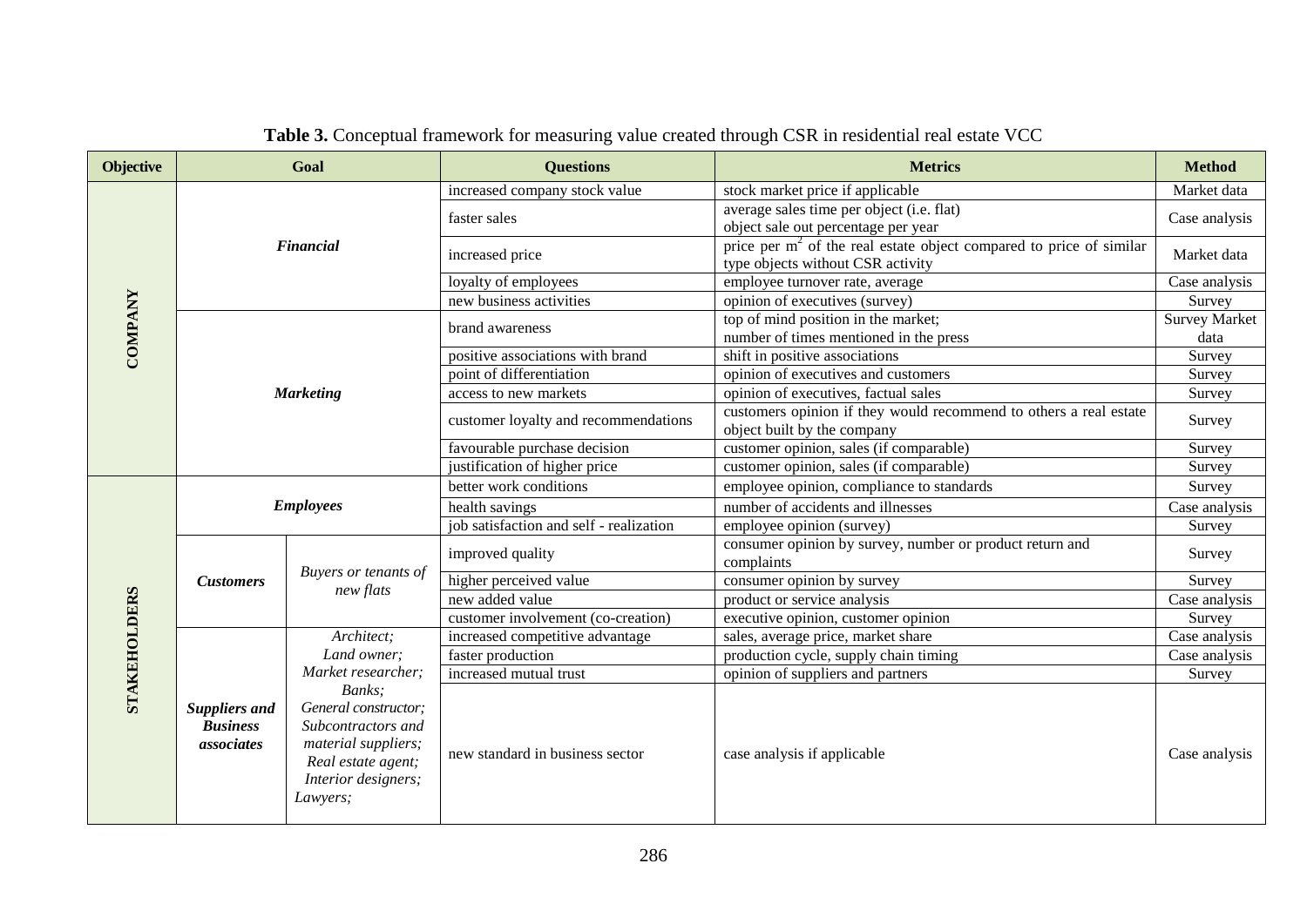**Table 3.** Conceptual framework for measuring value created through CSR in residential real estate VCC

| Objective | Goal | | Questions | Metrics | Method |
|---|---|---|---|---|---|
| COMPANY | *Financial* | | increased company stock value | stock market price if applicable | Market data |
| | | | faster sales | average sales time per object (i.e. flat) object sale out percentage per year | Case analysis |
| | | | increased price | price per $m^2$ of the real estate object compared to price of similar type objects without CSR activity | Market data |
| | | | loyalty of employees | employee turnover rate, average | Case analysis |
| | | | new business activities | opinion of executives (survey) | Survey |
| | *Marketing* | | brand awareness | top of mind position in the market; number of times mentioned in the press | Survey Market data |
| | | | positive associations with brand | shift in positive associations | Survey |
| | | | point of differentiation | opinion of executives and customers | Survey |
| | | | access to new markets | opinion of executives, factual sales | Survey |
| | | | customer loyalty and recommendations | customers opinion if they would recommend to others a real estate object built by the company | Survey |
| | | | favourable purchase decision | customer opinion, sales (if comparable) | Survey |
| | | | justification of higher price | customer opinion, sales (if comparable) | Survey |
| STAKEHOLDERS | *Employees* | | better work conditions | employee opinion, compliance to standards | Survey |
| | | | health savings | number of accidents and illnesses | Case analysis |
| | | | job satisfaction and self - realization | employee opinion (survey) | Survey |
| | ***Customers*** | *Buyers or tenants of new flats* | improved quality | consumer opinion by survey, number or product return and complaints | Survey |
| | | | higher perceived value | consumer opinion by survey | Survey |
| | | | new added value | product or service analysis | Case analysis |
| | | | customer involvement (co-creation) | executive opinion, customer opinion | Survey |
| | ***Suppliers and Business associates*** | *Architect; Land owner; Market researcher; Banks; General constructor; Subcontractors and material suppliers; Real estate agent; Interior designers; Lawyers;* | increased competitive advantage | sales, average price, market share | Case analysis |
| | | | faster production | production cycle, supply chain timing | Case analysis |
| | | | increased mutual trust | opinion of suppliers and partners | Survey |
| | | | new standard in business sector | case analysis if applicable | Case analysis |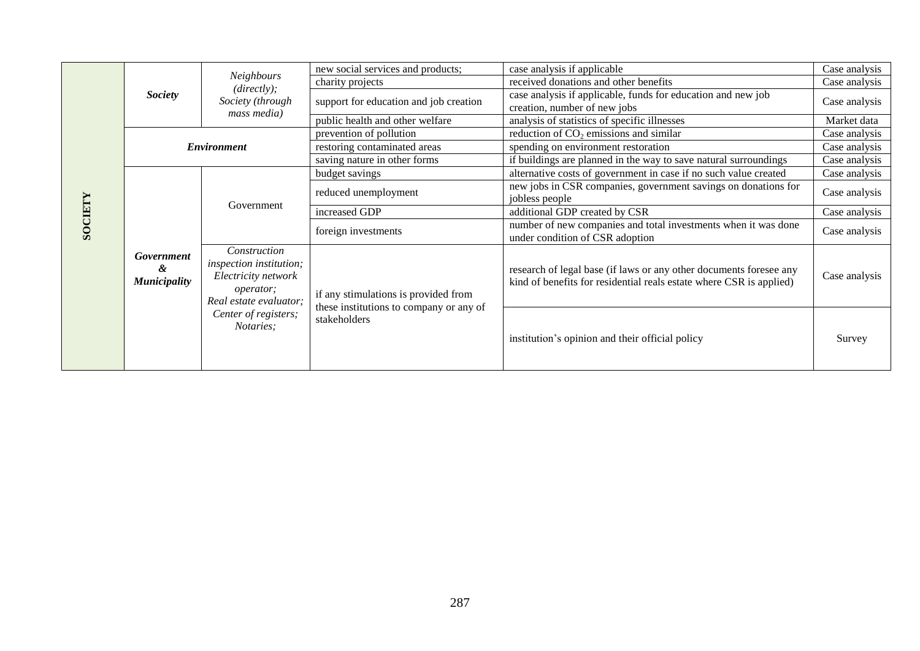| | | | | | |
|---|---|---|---|---|---|
| **SOCIETY** | ***Society*** | *Neighbours (directly); Society (through mass media)* | new social services and products; | case analysis if applicable | Case analysis |
| | | | charity projects | received donations and other benefits | Case analysis |
| | | | support for education and job creation | case analysis if applicable, funds for education and new job creation, number of new jobs | Case analysis |
| | | | public health and other welfare | analysis of statistics of specific illnesses | Market data |
| | ***Environment*** | | prevention of pollution | reduction of $CO_2$ emissions and similar | Case analysis |
| | | | restoring contaminated areas | spending on environment restoration | Case analysis |
| | | | saving nature in other forms | if buildings are planned in the way to save natural surroundings | Case analysis |
| | ***Government & Municipality*** | Government | budget savings | alternative costs of government in case if no such value created | Case analysis |
| | | | reduced unemployment | new jobs in CSR companies, government savings on donations for jobless people | Case analysis |
| | | | increased GDP | additional GDP created by CSR | Case analysis |
| | | | foreign investments | number of new companies and total investments when it was done under condition of CSR adoption | Case analysis |
| | | *Construction inspection institution; Electricity network operator; Real estate evaluator; Center of registers; Notaries;* | if any stimulations is provided from these institutions to company or any of stakeholders | research of legal base (if laws or any other documents foresee any kind of benefits for residential reals estate where CSR is applied) | Case analysis |
| | | | | institution's opinion and their official policy | Survey |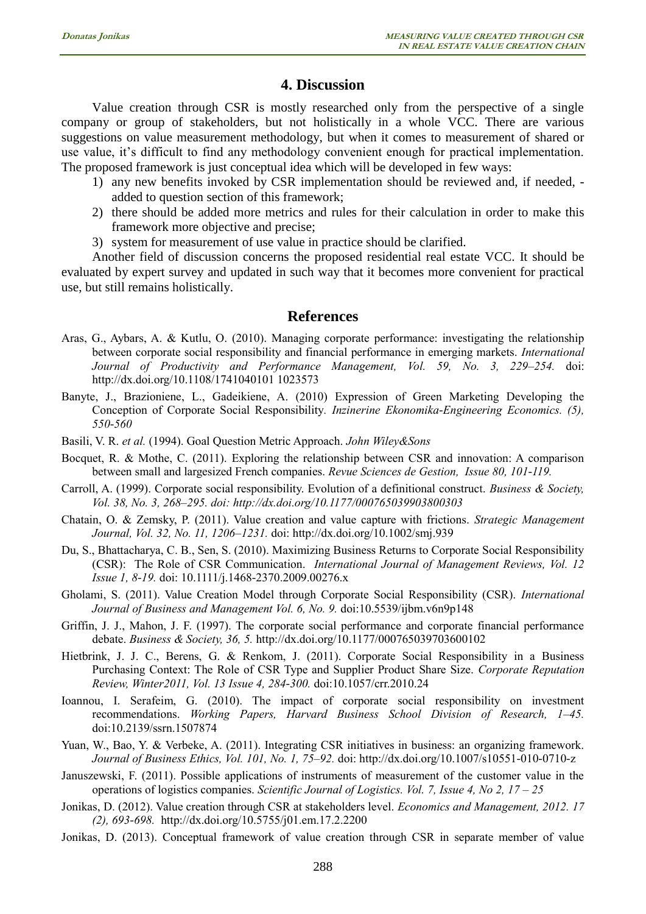## 4. Discussion

Value creation through CSR is mostly researched only from the perspective of a single company or group of stakeholders, but not holistically in a whole VCC. There are various suggestions on value measurement methodology, but when it comes to measurement of shared or use value, it's difficult to find any methodology convenient enough for practical implementation. The proposed framework is just conceptual idea which will be developed in few ways:

1) any new benefits invoked by CSR implementation should be reviewed and, if needed, - added to question section of this framework;
2) there should be added more metrics and rules for their calculation in order to make this framework more objective and precise;
3) system for measurement of use value in practice should be clarified.

Another field of discussion concerns the proposed residential real estate VCC. It should be evaluated by expert survey and updated in such way that it becomes more convenient for practical use, but still remains holistically.

## References

Aras, G., Aybars, A. & Kutlu, O. (2010). Managing corporate performance: investigating the relationship between corporate social responsibility and financial performance in emerging markets. *International Journal of Productivity and Performance Management, Vol. 59, No. 3, 229–254.* doi: http://dx.doi.org/10.1108/1741040101 1023573

Banyte, J., Brazioniene, L., Gadeikiene, A. (2010) Expression of Green Marketing Developing the Conception of Corporate Social Responsibility. *Inzinerine Ekonomika-Engineering Economics. (5), 550-560*

Basili, V. R. *et al.* (1994). Goal Question Metric Approach. *John Wiley&Sons*

Bocquet, R. & Mothe, C. (2011). Exploring the relationship between CSR and innovation: A comparison between small and largesized French companies. *Revue Sciences de Gestion, Issue 80, 101-119.*

Carroll, A. (1999). Corporate social responsibility. Evolution of a definitional construct. *Business & Society, Vol. 38, No. 3, 268–295. doi: http://dx.doi.org/10.1177/000765039903800303*

Chatain, O. & Zemsky, P. (2011). Value creation and value capture with frictions. *Strategic Management Journal, Vol. 32, No. 11, 1206–1231.* doi: http://dx.doi.org/10.1002/smj.939

Du, S., Bhattacharya, C. B., Sen, S. (2010). Maximizing Business Returns to Corporate Social Responsibility (CSR): The Role of CSR Communication. *International Journal of Management Reviews, Vol. 12 Issue 1, 8-19.* doi: 10.1111/j.1468-2370.2009.00276.x

Gholami, S. (2011). Value Creation Model through Corporate Social Responsibility (CSR). *International Journal of Business and Management Vol. 6, No. 9.* doi:10.5539/ijbm.v6n9p148

Griffin, J. J., Mahon, J. F. (1997). The corporate social performance and corporate financial performance debate. *Business & Society, 36, 5.* http://dx.doi.org/10.1177/000765039703600102

Hietbrink, J. J. C., Berens, G. & Renkom, J. (2011). Corporate Social Responsibility in a Business Purchasing Context: The Role of CSR Type and Supplier Product Share Size. *Corporate Reputation Review, Winter2011, Vol. 13 Issue 4, 284-300.* doi:10.1057/crr.2010.24

Ioannou, I. Serafeim, G. (2010). The impact of corporate social responsibility on investment recommendations. *Working Papers, Harvard Business School Division of Research, 1–45.* doi:10.2139/ssrn.1507874

Yuan, W., Bao, Y. & Verbeke, A. (2011). Integrating CSR initiatives in business: an organizing framework. *Journal of Business Ethics, Vol. 101, No. 1, 75–92.* doi: http://dx.doi.org/10.1007/s10551-010-0710-z

Januszewski, F. (2011). Possible applications of instruments of measurement of the customer value in the operations of logistics companies. *Scientific Journal of Logistics. Vol. 7, Issue 4, No 2, 17 – 25*

Jonikas, D. (2012). Value creation through CSR at stakeholders level. *Economics and Management, 2012. 17 (2), 693-698.* http://dx.doi.org/10.5755/j01.em.17.2.2200

Jonikas, D. (2013). Conceptual framework of value creation through CSR in separate member of value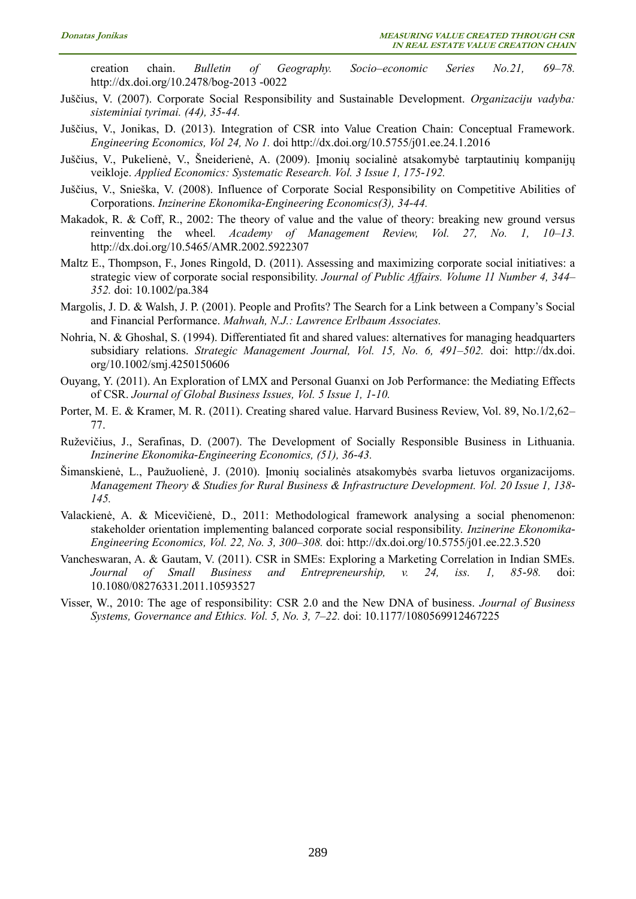creation chain. *Bulletin of Geography. Socio–economic Series No.21, 69–78.* http://dx.doi.org/10.2478/bog-2013 -0022

Juščius, V. (2007). Corporate Social Responsibility and Sustainable Development. *Organizaciju vadyba: sisteminiai tyrimai. (44), 35-44.*

Juščius, V., Jonikas, D. (2013). Integration of CSR into Value Creation Chain: Conceptual Framework. *Engineering Economics, Vol 24, No 1.* doi http://dx.doi.org/10.5755/j01.ee.24.1.2016

Juščius, V., Pukelienė, V., Šneiderienė, A. (2009). Įmonių socialinė atsakomybė tarptautinių kompanijų veikloje. *Applied Economics: Systematic Research. Vol. 3 Issue 1, 175-192.*

Juščius, V., Snieška, V. (2008). Influence of Corporate Social Responsibility on Competitive Abilities of Corporations. *Inzinerine Ekonomika-Engineering Economics(3), 34-44.*

Makadok, R. & Coff, R., 2002: The theory of value and the value of theory: breaking new ground versus reinventing the wheel*. Academy of Management Review, Vol. 27, No. 1, 10–13.* http://dx.doi.org/10.5465/AMR.2002.5922307

Maltz E., Thompson, F., Jones Ringold, D. (2011). Assessing and maximizing corporate social initiatives: a strategic view of corporate social responsibility. *Journal of Public Affairs. Volume 11 Number 4, 344–352.* doi: 10.1002/pa.384

Margolis, J. D. & Walsh, J. P. (2001). People and Profits? The Search for a Link between a Company's Social and Financial Performance. *Mahwah, N.J.: Lawrence Erlbaum Associates.*

Nohria, N. & Ghoshal, S. (1994). Differentiated fit and shared values: alternatives for managing headquarters subsidiary relations. *Strategic Management Journal, Vol. 15, No. 6, 491–502.* doi: http://dx.doi.org/10.1002/smj.4250150606

Ouyang, Y. (2011). An Exploration of LMX and Personal Guanxi on Job Performance: the Mediating Effects of CSR. *Journal of Global Business Issues, Vol. 5 Issue 1, 1-10.*

Porter, M. E. & Kramer, M. R. (2011). Creating shared value. Harvard Business Review, Vol. 89, No.1/2,62–77.

Ruževičius, J., Serafinas, D. (2007). The Development of Socially Responsible Business in Lithuania. *Inzinerine Ekonomika-Engineering Economics, (51), 36-43.*

Šimanskienė, L., Paužuolienė, J. (2010). Įmonių socialinės atsakomybės svarba lietuvos organizacijoms. *Management Theory & Studies for Rural Business & Infrastructure Development. Vol. 20 Issue 1, 138-145.*

Valackienė, A. & Micevičienė, D., 2011: Methodological framework analysing a social phenomenon: stakeholder orientation implementing balanced corporate social responsibility. *Inzinerine Ekonomika-Engineering Economics, Vol. 22, No. 3, 300–308.* doi: http://dx.doi.org/10.5755/j01.ee.22.3.520

Vancheswaran, A. & Gautam, V. (2011). CSR in SMEs: Exploring a Marketing Correlation in Indian SMEs. *Journal of Small Business and Entrepreneurship, v. 24, iss. 1, 85-98.* doi: 10.1080/08276331.2011.10593527

Visser, W., 2010: The age of responsibility: CSR 2.0 and the New DNA of business. *Journal of Business Systems, Governance and Ethics. Vol. 5, No. 3, 7–22.* doi: 10.1177/1080569912467225